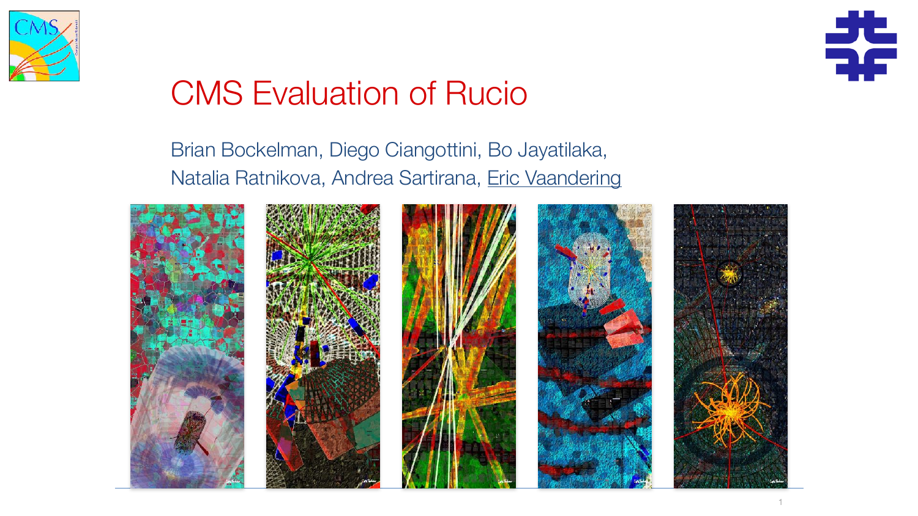# CMS Evaluation of Rucio

Brian Bockelman, Diego Ciangottini, Bo Jayatilaka, Natalia Ratnikova, Andrea Sartirana, Eric Vaandering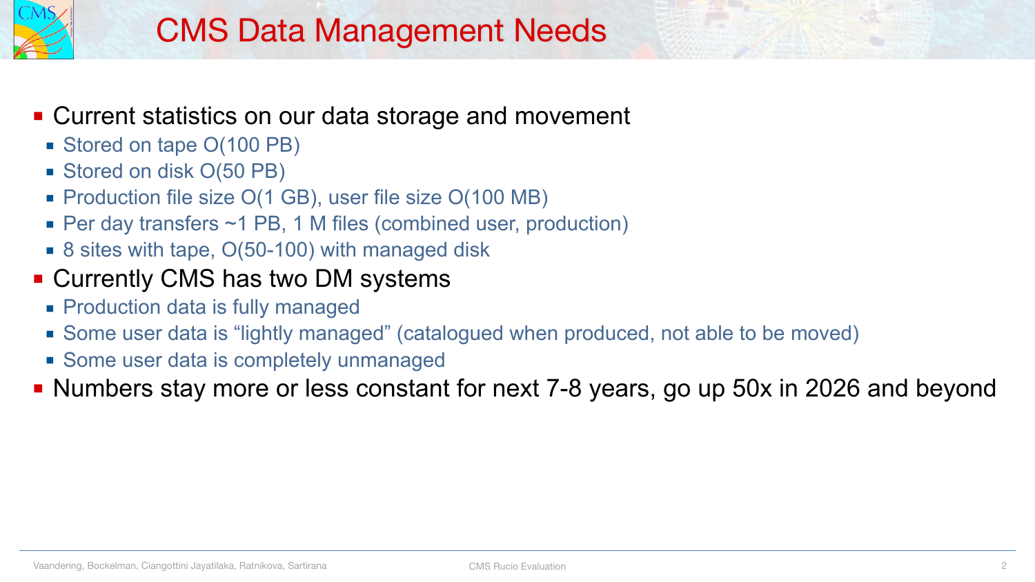# CMS Data Management Needs

- Current statistics on our data storage and movement
  - Stored on tape O(100 PB)
  - Stored on disk O(50 PB)
  - Production file size O(1 GB), user file size O(100 MB)
  - Per day transfers ~1 PB, 1 M files (combined user, production)
  - 8 sites with tape, O(50-100) with managed disk
- Currently CMS has two DM systems
  - Production data is fully managed
  - Some user data is “lightly managed” (catalogued when produced, not able to be moved)
  - Some user data is completely unmanaged
- Numbers stay more or less constant for next 7-8 years, go up 50x in 2026 and beyond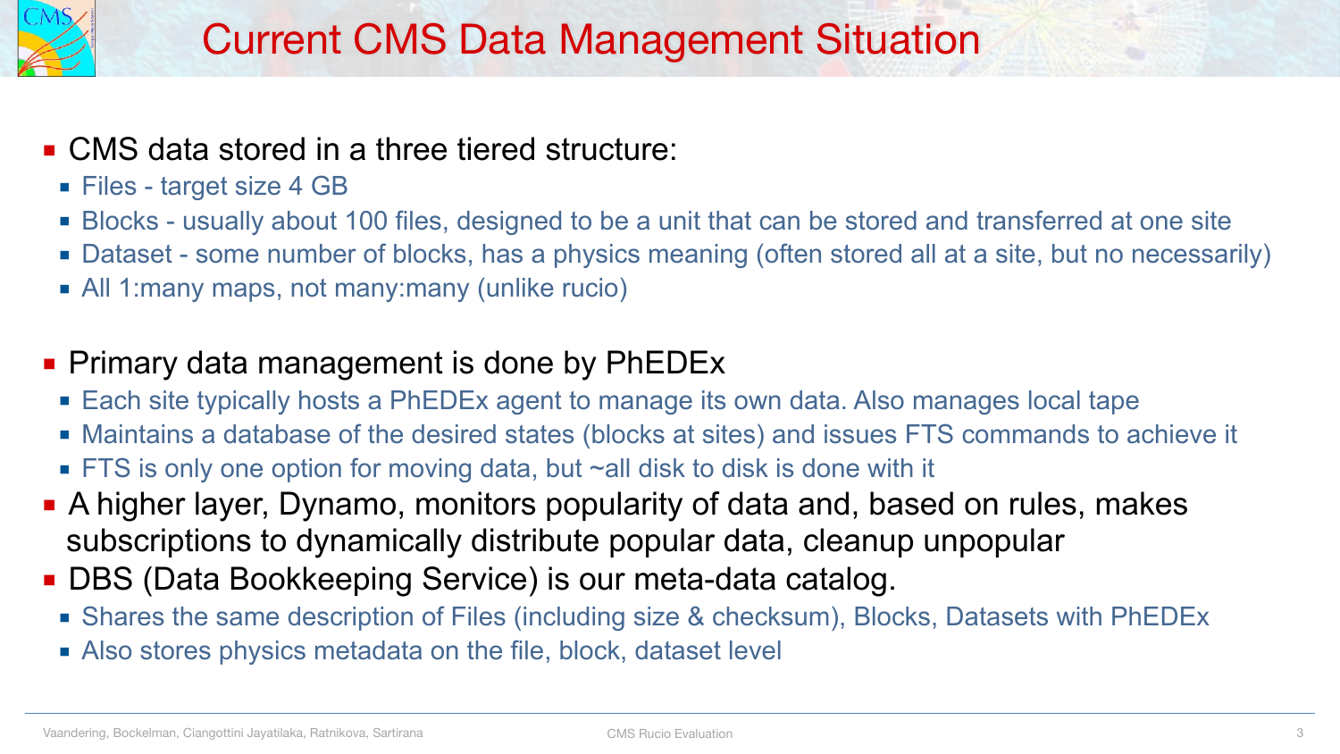# Current CMS Data Management Situation

- CMS data stored in a three tiered structure:
  - Files - target size 4 GB
  - Blocks - usually about 100 files, designed to be a unit that can be stored and transferred at one site
  - Dataset - some number of blocks, has a physics meaning (often stored all at a site, but no necessarily)
  - All 1:many maps, not many:many (unlike rucio)

- Primary data management is done by PhEDEx
  - Each site typically hosts a PhEDEx agent to manage its own data. Also manages local tape
  - Maintains a database of the desired states (blocks at sites) and issues FTS commands to achieve it
  - FTS is only one option for moving data, but ~all disk to disk is done with it
- A higher layer, Dynamo, monitors popularity of data and, based on rules, makes subscriptions to dynamically distribute popular data, cleanup unpopular
- DBS (Data Bookkeeping Service) is our meta-data catalog.
  - Shares the same description of Files (including size & checksum), Blocks, Datasets with PhEDEx
  - Also stores physics metadata on the file, block, dataset level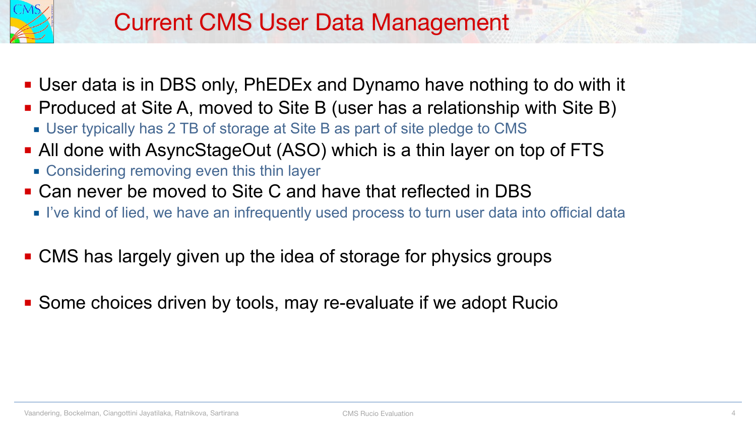# Current CMS User Data Management

- User data is in DBS only, PhEDEx and Dynamo have nothing to do with it
- Produced at Site A, moved to Site B (user has a relationship with Site B)
  - User typically has 2 TB of storage at Site B as part of site pledge to CMS
- All done with AsyncStageOut (ASO) which is a thin layer on top of FTS
  - Considering removing even this thin layer
- Can never be moved to Site C and have that reflected in DBS
  - I've kind of lied, we have an infrequently used process to turn user data into official data

- CMS has largely given up the idea of storage for physics groups

- Some choices driven by tools, may re-evaluate if we adopt Rucio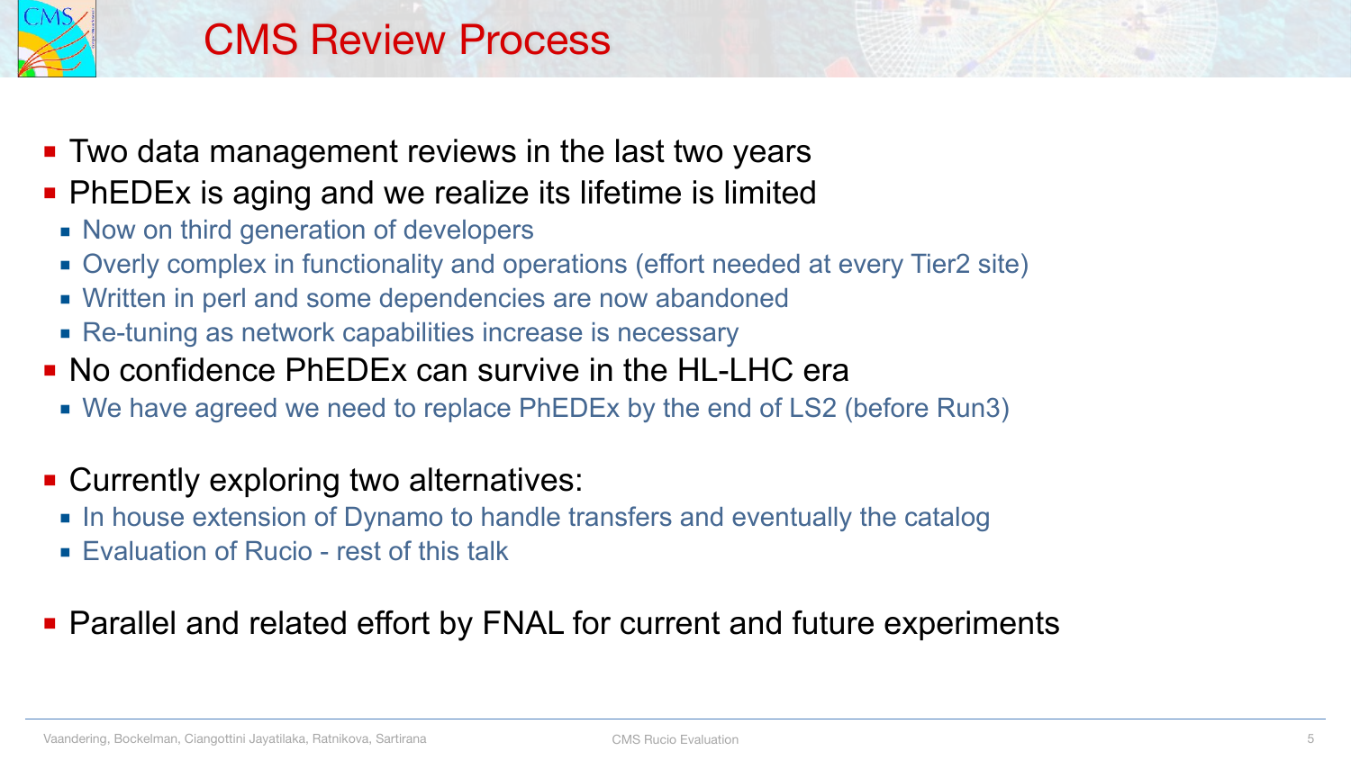# CMS Review Process

- Two data management reviews in the last two years
- PhEDEx is aging and we realize its lifetime is limited
  - Now on third generation of developers
  - Overly complex in functionality and operations (effort needed at every Tier2 site)
  - Written in perl and some dependencies are now abandoned
  - Re-tuning as network capabilities increase is necessary
- No confidence PhEDEx can survive in the HL-LHC era
  - We have agreed we need to replace PhEDEx by the end of LS2 (before Run3)
- Currently exploring two alternatives:
  - In house extension of Dynamo to handle transfers and eventually the catalog
  - Evaluation of Rucio - rest of this talk
- Parallel and related effort by FNAL for current and future experiments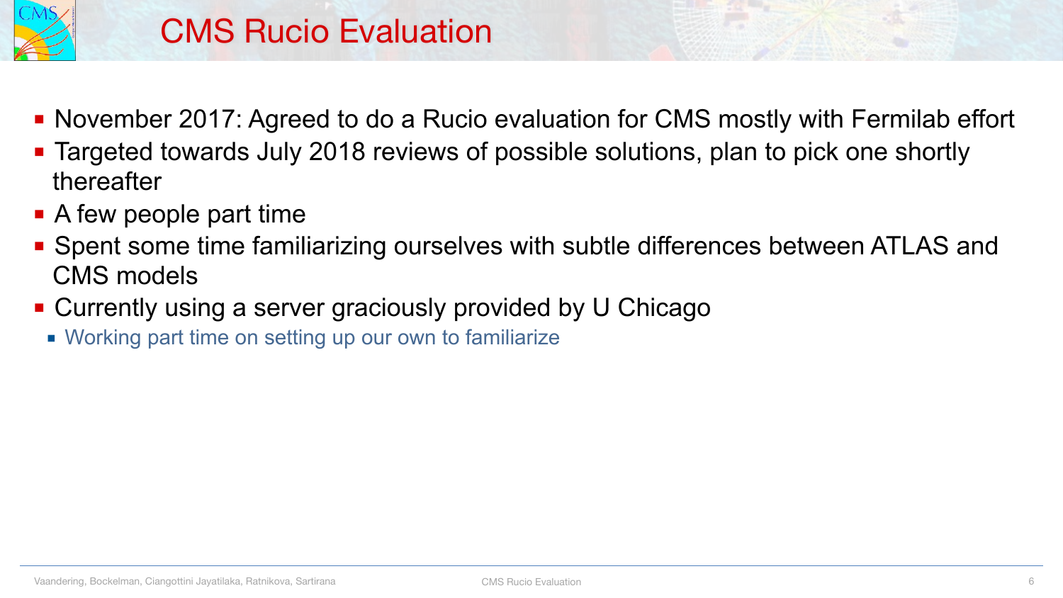# CMS Rucio Evaluation

- November 2017: Agreed to do a Rucio evaluation for CMS mostly with Fermilab effort
- Targeted towards July 2018 reviews of possible solutions, plan to pick one shortly thereafter
- A few people part time
- Spent some time familiarizing ourselves with subtle differences between ATLAS and CMS models
- Currently using a server graciously provided by U Chicago
  - Working part time on setting up our own to familiarize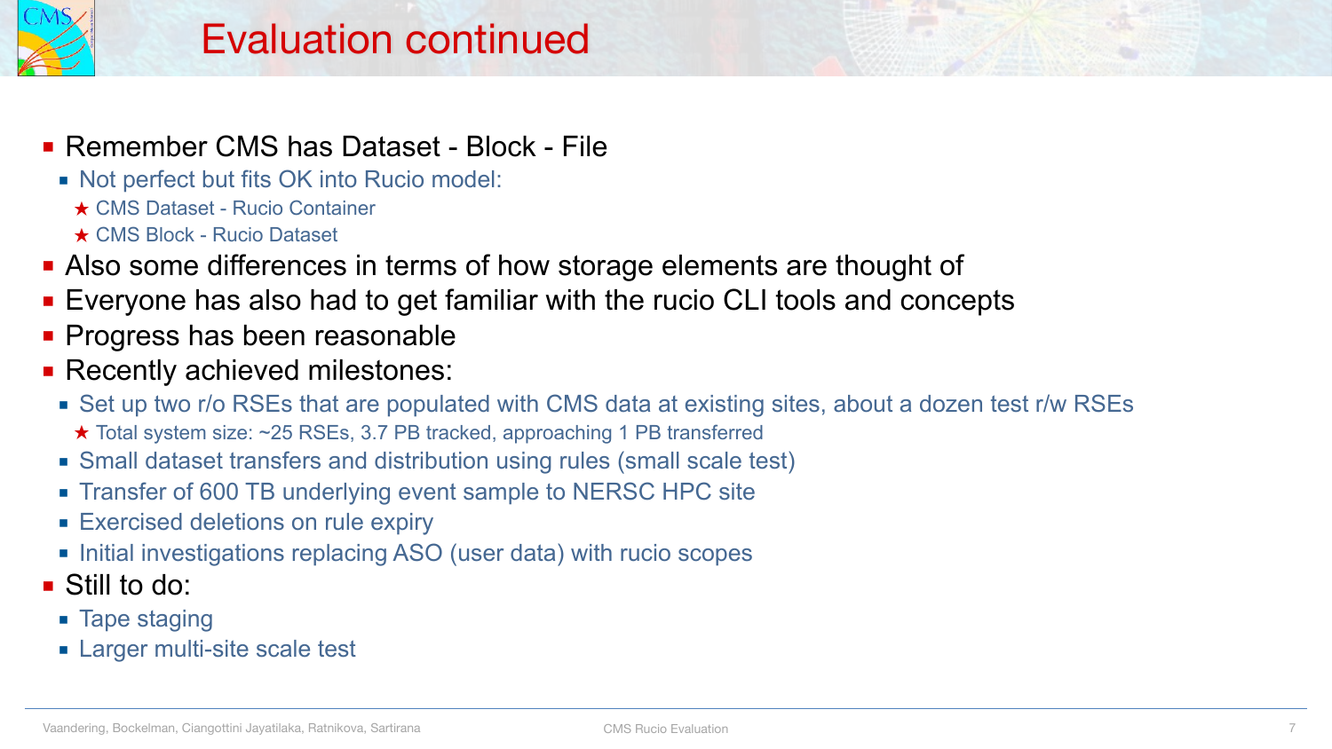# Evaluation continued

- Remember CMS has Dataset - Block - File
  - Not perfect but fits OK into Rucio model:
    - ★ CMS Dataset - Rucio Container
    - ★ CMS Block - Rucio Dataset
- Also some differences in terms of how storage elements are thought of
- Everyone has also had to get familiar with the rucio CLI tools and concepts
- Progress has been reasonable
- Recently achieved milestones:
  - Set up two r/o RSEs that are populated with CMS data at existing sites, about a dozen test r/w RSEs
    - ★ Total system size: ~25 RSEs, 3.7 PB tracked, approaching 1 PB transferred
  - Small dataset transfers and distribution using rules (small scale test)
  - Transfer of 600 TB underlying event sample to NERSC HPC site
  - Exercised deletions on rule expiry
  - Initial investigations replacing ASO (user data) with rucio scopes
- Still to do:
  - Tape staging
  - Larger multi-site scale test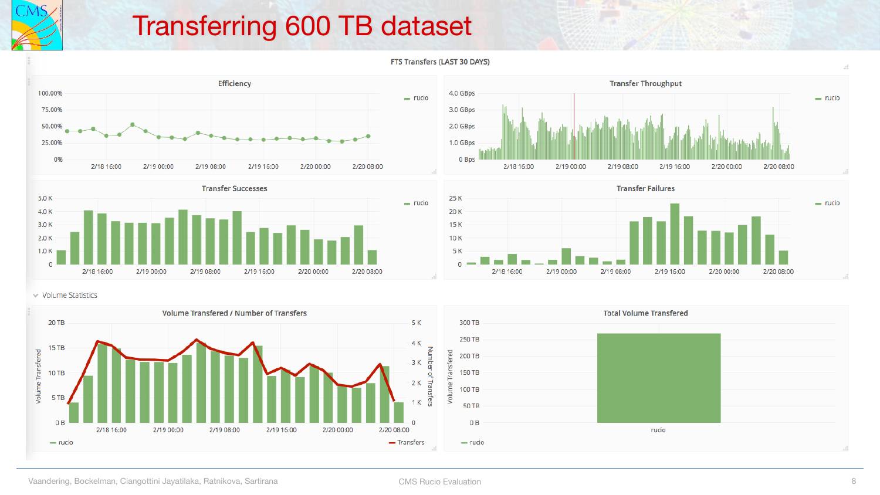# Transferring 600 TB dataset

FTS Transfers (LAST 30 DAYS)

**Efficiency**

**Transfer Throughput**

**Transfer Successes**

**Transfer Failures**

Volume Statistics

**Volume Transfered / Number of Transfers**

**Total Volume Transfered**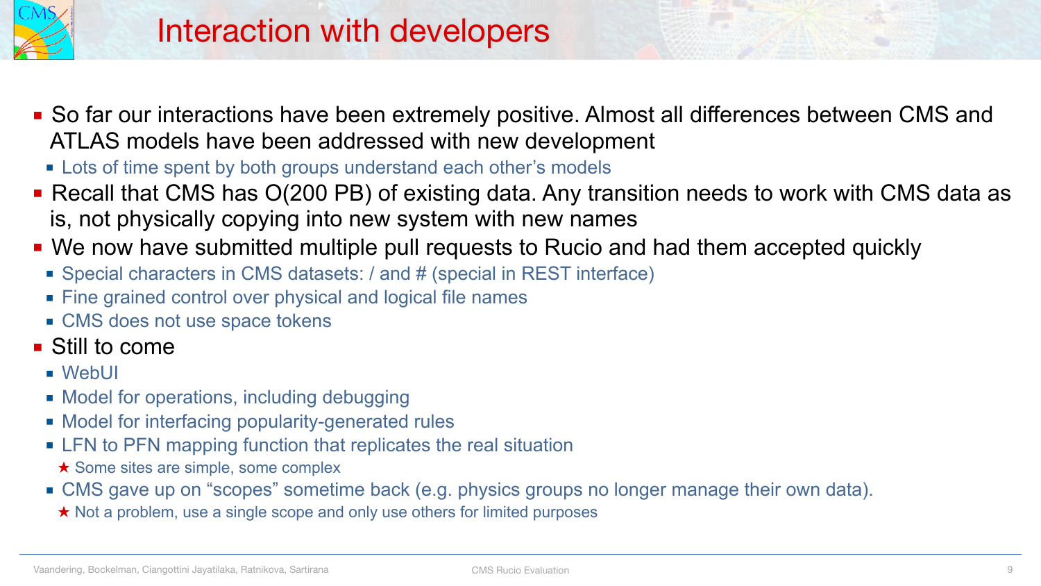# Interaction with developers

- So far our interactions have been extremely positive. Almost all differences between CMS and ATLAS models have been addressed with new development
  - Lots of time spent by both groups understand each other's models
- Recall that CMS has O(200 PB) of existing data. Any transition needs to work with CMS data as is, not physically copying into new system with new names
- We now have submitted multiple pull requests to Rucio and had them accepted quickly
  - Special characters in CMS datasets: / and # (special in REST interface)
  - Fine grained control over physical and logical file names
  - CMS does not use space tokens
- Still to come
  - WebUI
  - Model for operations, including debugging
  - Model for interfacing popularity-generated rules
  - LFN to PFN mapping function that replicates the real situation
    - ★ Some sites are simple, some complex
  - CMS gave up on "scopes" sometime back (e.g. physics groups no longer manage their own data).
    - ★ Not a problem, use a single scope and only use others for limited purposes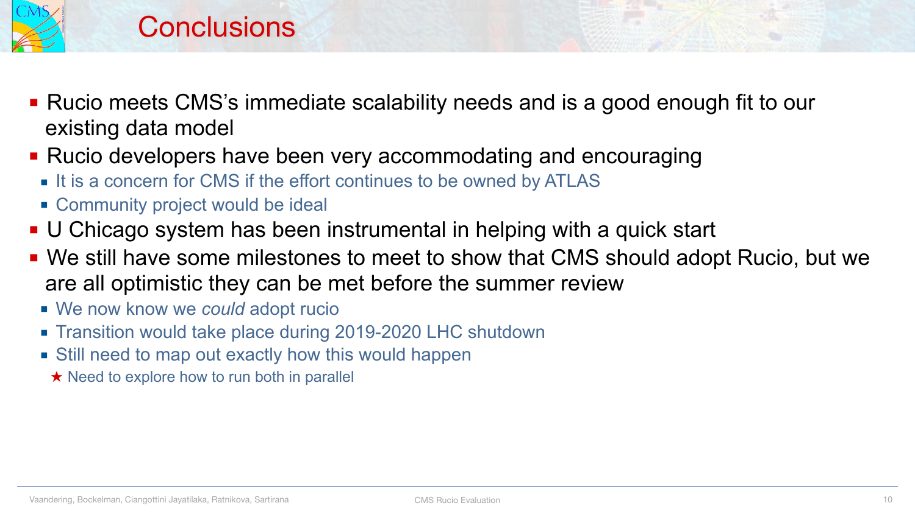# Conclusions

- Rucio meets CMS's immediate scalability needs and is a good enough fit to our existing data model
- Rucio developers have been very accommodating and encouraging
  - It is a concern for CMS if the effort continues to be owned by ATLAS
  - Community project would be ideal
- U Chicago system has been instrumental in helping with a quick start
- We still have some milestones to meet to show that CMS should adopt Rucio, but we are all optimistic they can be met before the summer review
  - We now know we *could* adopt rucio
  - Transition would take place during 2019-2020 LHC shutdown
  - Still need to map out exactly how this would happen
    - ★ Need to explore how to run both in parallel